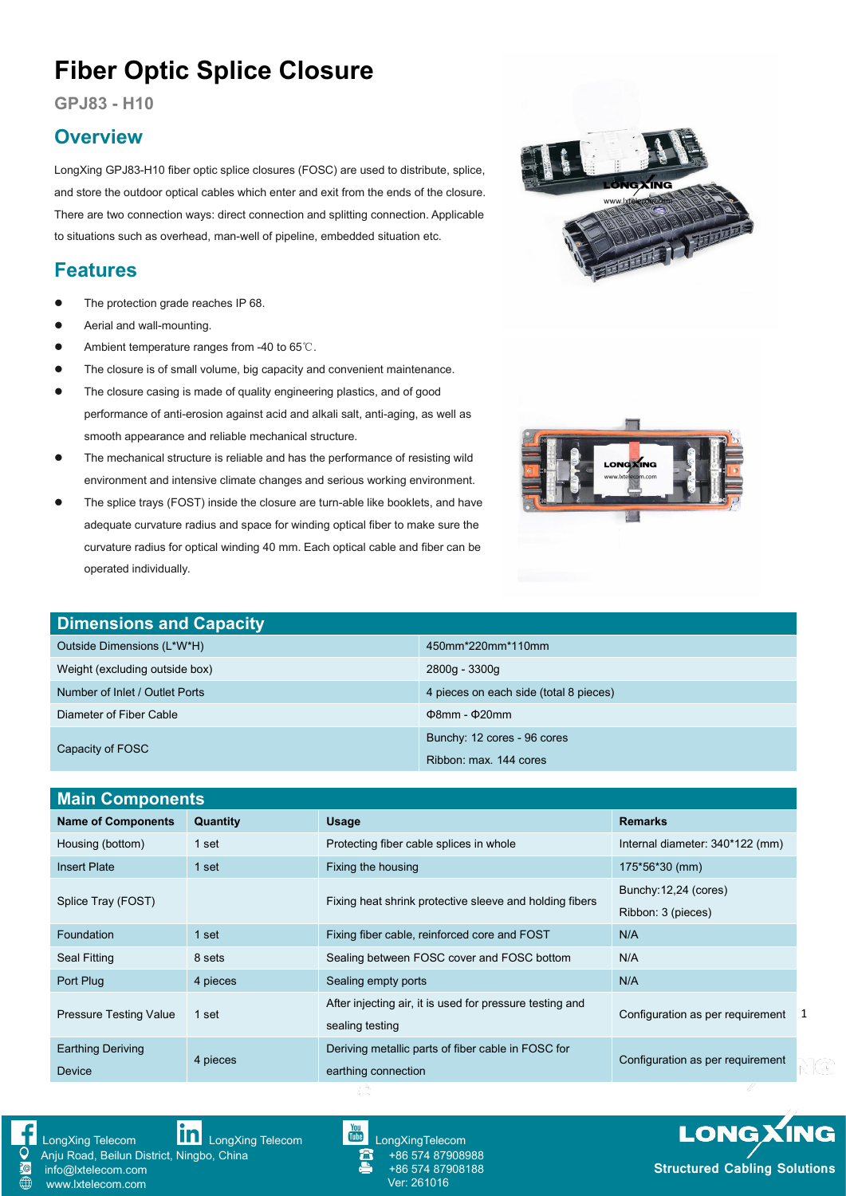# Fiber Optic Splice Closure

**GPJ83 - H10**

## Overview

LongXing GPJ83-H10 fiber optic splice closures (FOSC) are used to distribute, splice, and store the outdoor optical cables which enter and exit from the ends of the closure. There are two connection ways: direct connection and splitting connection. Applicable to situations such as overhead, man-well of pipeline, embedded situation etc.

## Features

- The protection grade reaches IP 68.
- Aerial and wall-mounting.
- Ambient temperature ranges from -40 to 65℃.
- The closure is of small volume, big capacity and convenient maintenance.
- The closure casing is made of quality engineering plastics, and of good performance of anti-erosion against acid and alkali salt, anti-aging, as well as smooth appearance and reliable mechanical structure.
- The mechanical structure is reliable and has the performance of resisting wild environment and intensive climate changes and serious working environment.
- The splice trays (FOST) inside the closure are turn-able like booklets, and have adequate curvature radius and space for winding optical fiber to make sure the curvature radius for optical winding 40 mm. Each optical cable and fiber can be operated individually.

## Dimensions and Capacity

| | |
|---|---|
| Outside Dimensions (L*W*H) | 450mm*220mm*110mm |
| Weight (excluding outside box) | 2800g - 3300g |
| Number of Inlet / Outlet Ports | 4 pieces on each side (total 8 pieces) |
| Diameter of Fiber Cable | Φ8mm - Φ20mm |
| Capacity of FOSC | Bunchy: 12 cores - 96 cores<br>Ribbon: max. 144 cores |

## Main Components

| Name of Components | Quantity | Usage | Remarks |
|---|---|---|---|
| Housing (bottom) | 1 set | Protecting fiber cable splices in whole | Internal diameter: 340*122 (mm) |
| Insert Plate | 1 set | Fixing the housing | 175*56*30 (mm) |
| Splice Tray (FOST) | | Fixing heat shrink protective sleeve and holding fibers | Bunchy:12,24 (cores)<br>Ribbon: 3 (pieces) |
| Foundation | 1 set | Fixing fiber cable, reinforced core and FOST | N/A |
| Seal Fitting | 8 sets | Sealing between FOSC cover and FOSC bottom | N/A |
| Port Plug | 4 pieces | Sealing empty ports | N/A |
| Pressure Testing Value | 1 set | After injecting air, it is used for pressure testing and sealing testing | Configuration as per requirement |
| Earthing Deriving Device | 4 pieces | Deriving metallic parts of fiber cable in FOSC for earthing connection | Configuration as per requirement |

LongXing Telecom
LongXing Telecom
LongXingTelecom
Anju Road, Beilun District, Ningbo, China
+86 574 87908988
info@lxtelecom.com
+86 574 87908188
www.lxtelecom.com
Ver: 261016

LONGXING
Structured Cabling Solutions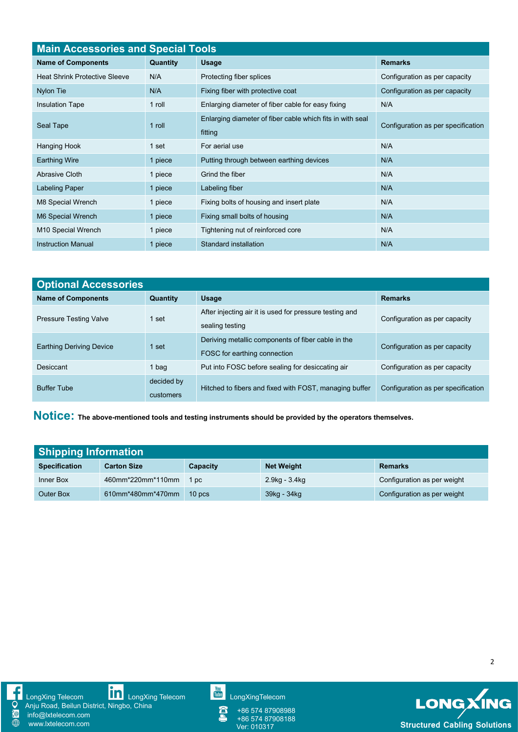## Main Accessories and Special Tools

| Name of Components | Quantity | Usage | Remarks |
| --- | --- | --- | --- |
| Heat Shrink Protective Sleeve | N/A | Protecting fiber splices | Configuration as per capacity |
| Nylon Tie | N/A | Fixing fiber with protective coat | Configuration as per capacity |
| Insulation Tape | 1 roll | Enlarging diameter of fiber cable for easy fixing | N/A |
| Seal Tape | 1 roll | Enlarging diameter of fiber cable which fits in with seal fitting | Configuration as per specification |
| Hanging Hook | 1 set | For aerial use | N/A |
| Earthing Wire | 1 piece | Putting through between earthing devices | N/A |
| Abrasive Cloth | 1 piece | Grind the fiber | N/A |
| Labeling Paper | 1 piece | Labeling fiber | N/A |
| M8 Special Wrench | 1 piece | Fixing bolts of housing and insert plate | N/A |
| M6 Special Wrench | 1 piece | Fixing small bolts of housing | N/A |
| M10 Special Wrench | 1 piece | Tightening nut of reinforced core | N/A |
| Instruction Manual | 1 piece | Standard installation | N/A |

## Optional Accessories

| Name of Components | Quantity | Usage | Remarks |
| --- | --- | --- | --- |
| Pressure Testing Valve | 1 set | After injecting air it is used for pressure testing and sealing testing | Configuration as per capacity |
| Earthing Deriving Device | 1 set | Deriving metallic components of fiber cable in the FOSC for earthing connection | Configuration as per capacity |
| Desiccant | 1 bag | Put into FOSC before sealing for desiccating air | Configuration as per capacity |
| Buffer Tube | decided by customers | Hitched to fibers and fixed with FOST, managing buffer | Configuration as per specification |

**Notice:** **The above-mentioned tools and testing instruments should be provided by the operators themselves.**

## Shipping Information

| Specification | Carton Size | Capacity | Net Weight | Remarks |
| --- | --- | --- | --- | --- |
| Inner Box | 460mm*220mm*110mm | 1 pc | 2.9kg - 3.4kg | Configuration as per weight |
| Outer Box | 610mm*480mm*470mm | 10 pcs | 39kg - 34kg | Configuration as per weight |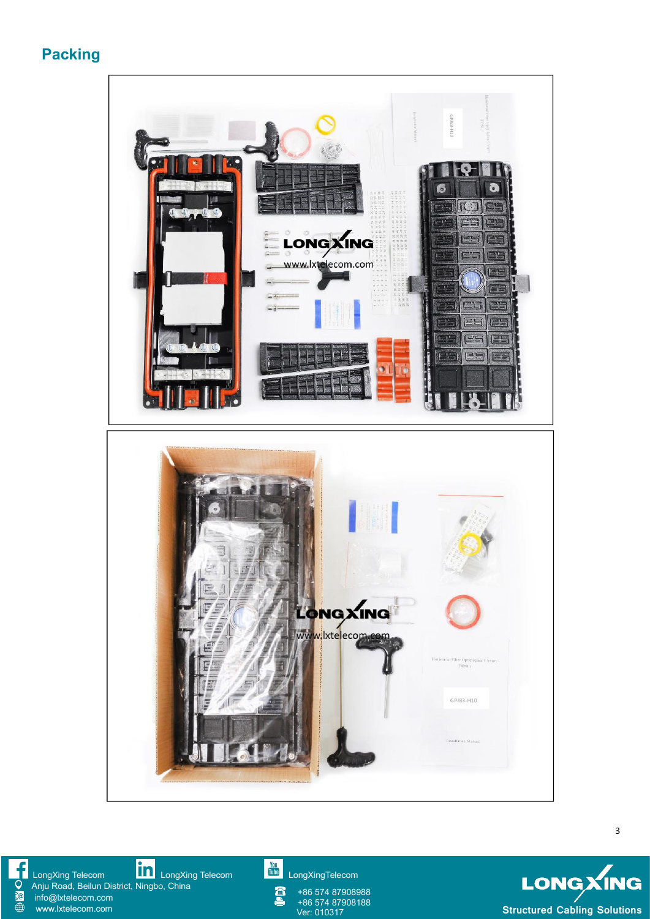## Packing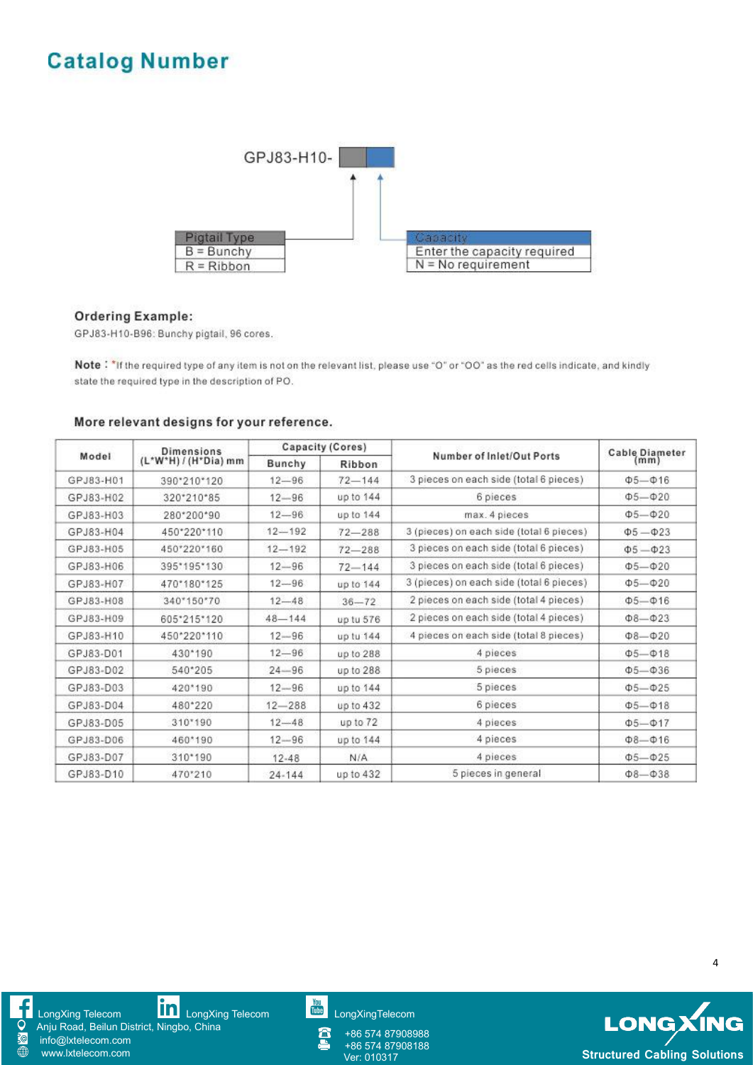## Catalog Number

GPJ83-H10-

| Pigtail Type |
|---|
| B = Bunchy |
| R = Ribbon |

| Capacity |
|---|
| Enter the capacity required |
| N = No requirement |

**Ordering Example:**

GPJ83-H10-B96: Bunchy pigtail, 96 cores.

**Note**: *If the required type of any item is not on the relevant list, please use "O" or "OO" as the red cells indicate, and kindly state the required type in the description of PO.

**More relevant designs for your reference.**

| Model | Dimensions (L*W*H) / (H*Dia) mm | Capacity (Cores) | | Number of Inlet/Out Ports | Cable Diameter (mm) |
|---|---|---|---|---|---|
| | | Bunchy | Ribbon | | |
| GPJ83-H01 | 390*210*120 | 12—96 | 72—144 | 3 pieces on each side (total 6 pieces) | Φ5—Φ16 |
| GPJ83-H02 | 320*210*85 | 12—96 | up to 144 | 6 pieces | Φ5—Φ20 |
| GPJ83-H03 | 280*200*90 | 12—96 | up to 144 | max. 4 pieces | Φ5—Φ20 |
| GPJ83-H04 | 450*220*110 | 12—192 | 72—288 | 3 (pieces) on each side (total 6 pieces) | Φ5 —Φ23 |
| GPJ83-H05 | 450*220*160 | 12—192 | 72—288 | 3 pieces on each side (total 6 pieces) | Φ5 —Φ23 |
| GPJ83-H06 | 395*195*130 | 12—96 | 72—144 | 3 pieces on each side (total 6 pieces) | Φ5—Φ20 |
| GPJ83-H07 | 470*180*125 | 12—96 | up to 144 | 3 (pieces) on each side (total 6 pieces) | Φ5—Φ20 |
| GPJ83-H08 | 340*150*70 | 12—48 | 36—72 | 2 pieces on each side (total 4 pieces) | Φ5—Φ16 |
| GPJ83-H09 | 605*215*120 | 48—144 | up tu 576 | 2 pieces on each side (total 4 pieces) | Φ8—Φ23 |
| GPJ83-H10 | 450*220*110 | 12—96 | up tu 144 | 4 pieces on each side (total 8 pieces) | Φ8—Φ20 |
| GPJ83-D01 | 430*190 | 12—96 | up to 288 | 4 pieces | Φ5—Φ18 |
| GPJ83-D02 | 540*205 | 24—96 | up to 288 | 5 pieces | Φ5—Φ36 |
| GPJ83-D03 | 420*190 | 12—96 | up to 144 | 5 pieces | Φ5—Φ25 |
| GPJ83-D04 | 480*220 | 12—288 | up to 432 | 6 pieces | Φ5—Φ18 |
| GPJ83-D05 | 310*190 | 12—48 | up to 72 | 4 pieces | Φ5—Φ17 |
| GPJ83-D06 | 460*190 | 12—96 | up to 144 | 4 pieces | Φ8—Φ16 |
| GPJ83-D07 | 310*190 | 12-48 | N/A | 4 pieces | Φ5—Φ25 |
| GPJ83-D10 | 470*210 | 24-144 | up to 432 | 5 pieces in general | Φ8—Φ38 |

LongXing Telecom
LongXing Telecom
LongXingTelecom
Anju Road, Beilun District, Ningbo, China
info@lxtelecom.com
www.lxtelecom.com
+86 574 87908988
+86 574 87908188
Ver: 010317

LONGXING
Structured Cabling Solutions